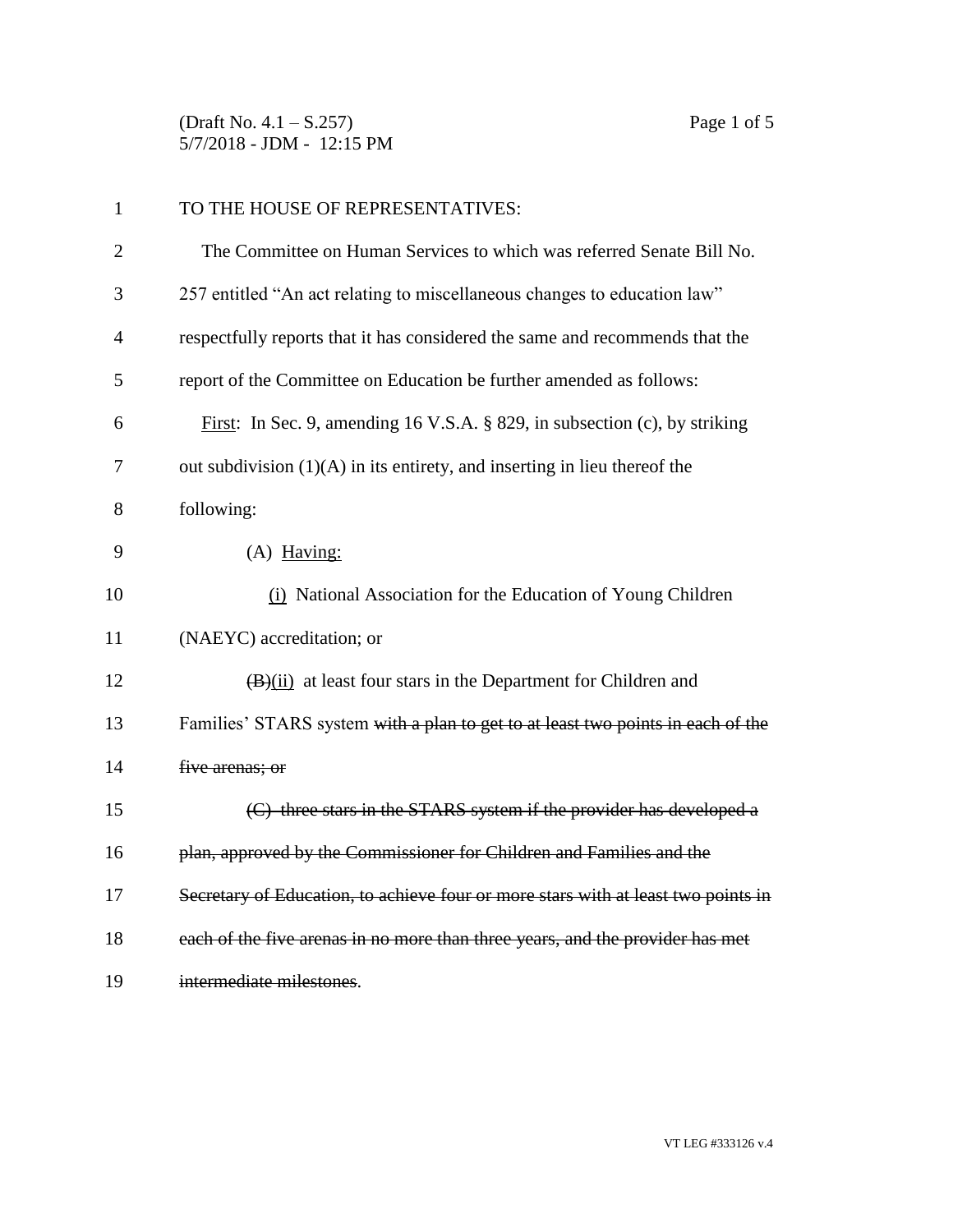TO THE HOUSE OF REPRESENTATIVES:

The Committee on Human Services to which was referred Senate Bill No. 257 entitled "An act relating to miscellaneous changes to education law" respectfully reports that it has considered the same and recommends that the report of the Committee on Education be further amended as follows:

<u>First</u>: In Sec. 9, amending 16 V.S.A. § 829, in subsection (c), by striking out subdivision (1)(A) in its entirety, and inserting in lieu thereof the following:

(A) <u>Having:</u>

<u>(i)</u> National Association for the Education of Young Children (NAEYC) accreditation; or

~~(B)~~<u>(ii)</u> at least four stars in the Department for Children and Families' STARS system ~~with a plan to get to at least two points in each of the five arenas; or~~

~~(C) three stars in the STARS system if the provider has developed a plan, approved by the Commissioner for Children and Families and the Secretary of Education, to achieve four or more stars with at least two points in each of the five arenas in no more than three years, and the provider has met intermediate milestones~~.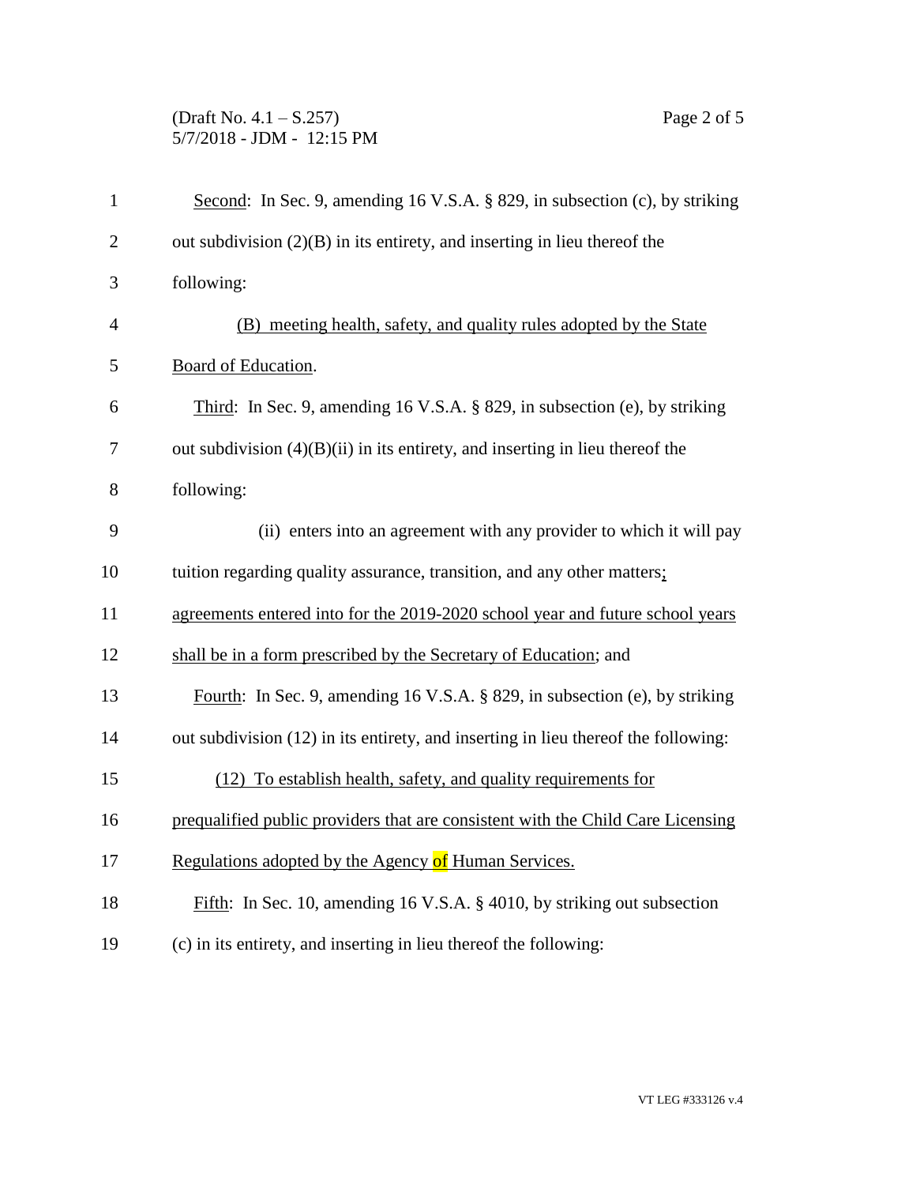Second: In Sec. 9, amending 16 V.S.A. § 829, in subsection (c), by striking out subdivision (2)(B) in its entirety, and inserting in lieu thereof the following:

(B) meeting health, safety, and quality rules adopted by the State Board of Education.

Third: In Sec. 9, amending 16 V.S.A. § 829, in subsection (e), by striking out subdivision (4)(B)(ii) in its entirety, and inserting in lieu thereof the following:

(ii) enters into an agreement with any provider to which it will pay tuition regarding quality assurance, transition, and any other matters; agreements entered into for the 2019-2020 school year and future school years shall be in a form prescribed by the Secretary of Education; and

Fourth: In Sec. 9, amending 16 V.S.A. § 829, in subsection (e), by striking out subdivision (12) in its entirety, and inserting in lieu thereof the following:

(12) To establish health, safety, and quality requirements for prequalified public providers that are consistent with the Child Care Licensing Regulations adopted by the Agency of Human Services.

Fifth: In Sec. 10, amending 16 V.S.A. § 4010, by striking out subsection (c) in its entirety, and inserting in lieu thereof the following: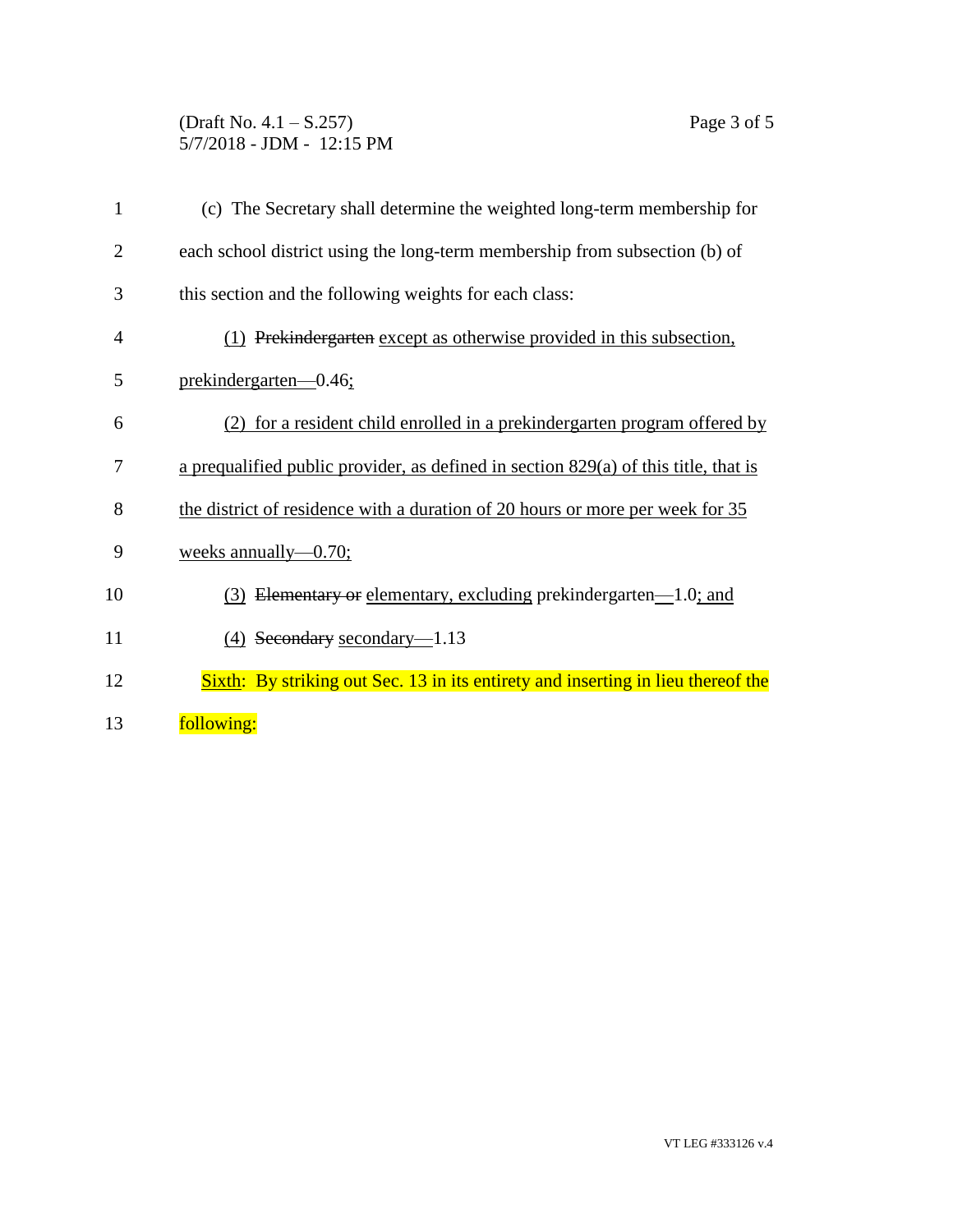(c) The Secretary shall determine the weighted long-term membership for each school district using the long-term membership from subsection (b) of this section and the following weights for each class:

(1) ~~Prekindergarten~~ except as otherwise provided in this subsection, prekindergarten—0.46;

(2) for a resident child enrolled in a prekindergarten program offered by a prequalified public provider, as defined in section 829(a) of this title, that is the district of residence with a duration of 20 hours or more per week for 35 weeks annually—0.70;

(3) ~~Elementary or~~ elementary, excluding prekindergarten—1.0; and

(4) ~~Secondary~~ secondary—1.13

Sixth: By striking out Sec. 13 in its entirety and inserting in lieu thereof the following: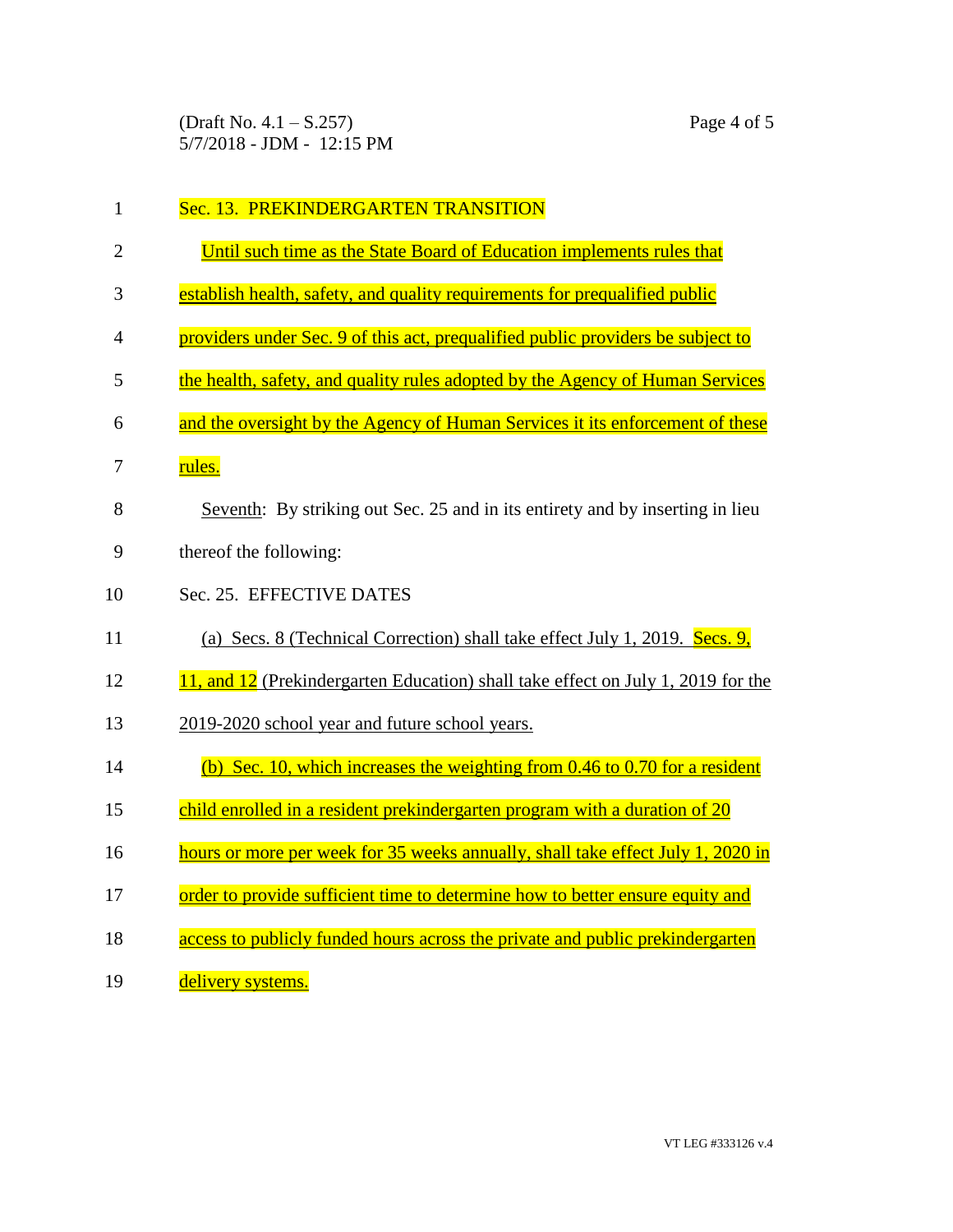Sec. 13. PREKINDERGARTEN TRANSITION

Until such time as the State Board of Education implements rules that establish health, safety, and quality requirements for prequalified public providers under Sec. 9 of this act, prequalified public providers be subject to the health, safety, and quality rules adopted by the Agency of Human Services and the oversight by the Agency of Human Services it its enforcement of these rules.

Seventh: By striking out Sec. 25 and in its entirety and by inserting in lieu thereof the following:

Sec. 25. EFFECTIVE DATES

(a) Secs. 8 (Technical Correction) shall take effect July 1, 2019. Secs. 9, 11, and 12 (Prekindergarten Education) shall take effect on July 1, 2019 for the 2019-2020 school year and future school years.

(b) Sec. 10, which increases the weighting from 0.46 to 0.70 for a resident child enrolled in a resident prekindergarten program with a duration of 20 hours or more per week for 35 weeks annually, shall take effect July 1, 2020 in order to provide sufficient time to determine how to better ensure equity and access to publicly funded hours across the private and public prekindergarten delivery systems.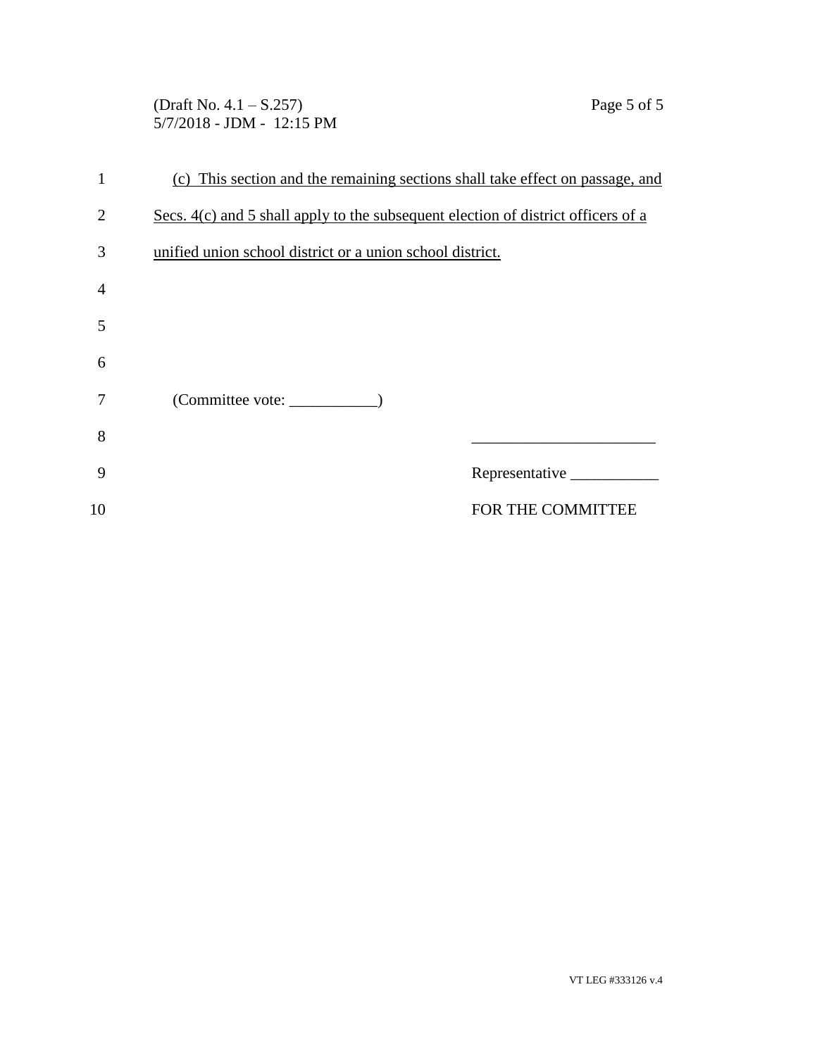(c) This section and the remaining sections shall take effect on passage, and Secs. 4(c) and 5 shall apply to the subsequent election of district officers of a unified union school district or a union school district.

(Committee vote: ___________)

_______________________

Representative ___________

FOR THE COMMITTEE

VT LEG #333126 v.4